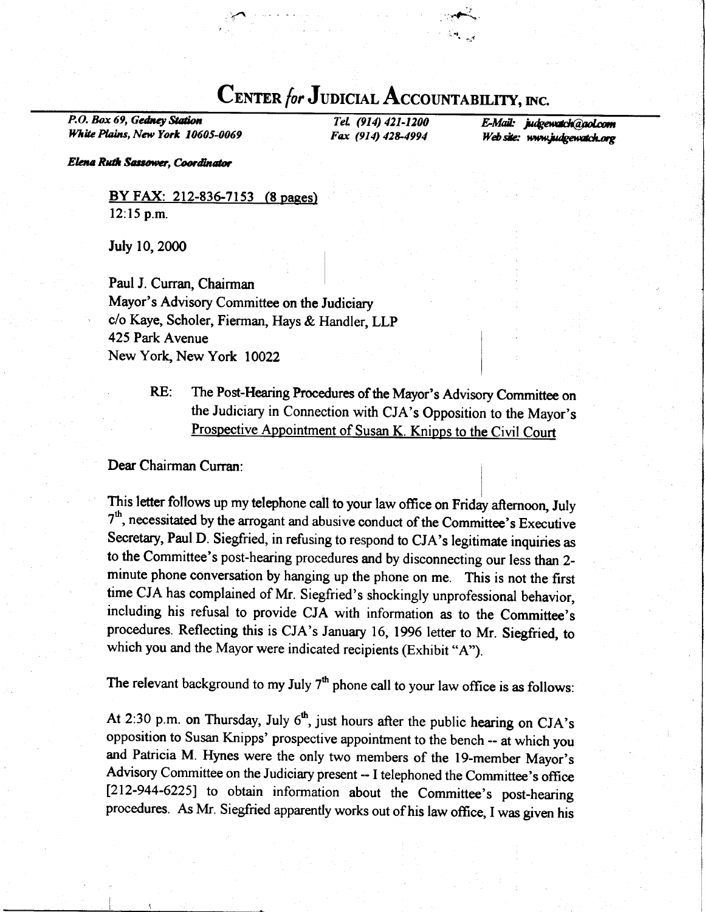# CENTER *for* JUDICIAL ACCOUNTABILITY, INC.

*P.O. Box 69, Gedney Station*
*White Plains, New York 10605-0069*

*Tel. (914) 421-1200*
*Fax (914) 428-4994*

*E-Mail: judgewatch@aol.com*
*Web site: www.judgewatch.org*

***Elena Ruth Sassower, Coordinator***

BY FAX: 212-836-7153 (8 pages)
12:15 p.m.

July 10, 2000

Paul J. Curran, Chairman
Mayor's Advisory Committee on the Judiciary
c/o Kaye, Scholer, Fierman, Hays & Handler, LLP
425 Park Avenue
New York, New York 10022

RE: The Post-Hearing Procedures of the Mayor's Advisory Committee on the Judiciary in Connection with CJA's Opposition to the Mayor's Prospective Appointment of Susan K. Knipps to the Civil Court

Dear Chairman Curran:

This letter follows up my telephone call to your law office on Friday afternoon, July 7th, necessitated by the arrogant and abusive conduct of the Committee's Executive Secretary, Paul D. Siegfried, in refusing to respond to CJA's legitimate inquiries as to the Committee's post-hearing procedures and by disconnecting our less than 2-minute phone conversation by hanging up the phone on me. This is not the first time CJA has complained of Mr. Siegfried's shockingly unprofessional behavior, including his refusal to provide CJA with information as to the Committee's procedures. Reflecting this is CJA's January 16, 1996 letter to Mr. Siegfried, to which you and the Mayor were indicated recipients (Exhibit "A").

The relevant background to my July 7th phone call to your law office is as follows:

At 2:30 p.m. on Thursday, July 6th, just hours after the public hearing on CJA's opposition to Susan Knipps' prospective appointment to the bench -- at which you and Patricia M. Hynes were the only two members of the 19-member Mayor's Advisory Committee on the Judiciary present -- I telephoned the Committee's office [212-944-6225] to obtain information about the Committee's post-hearing procedures. As Mr. Siegfried apparently works out of his law office, I was given his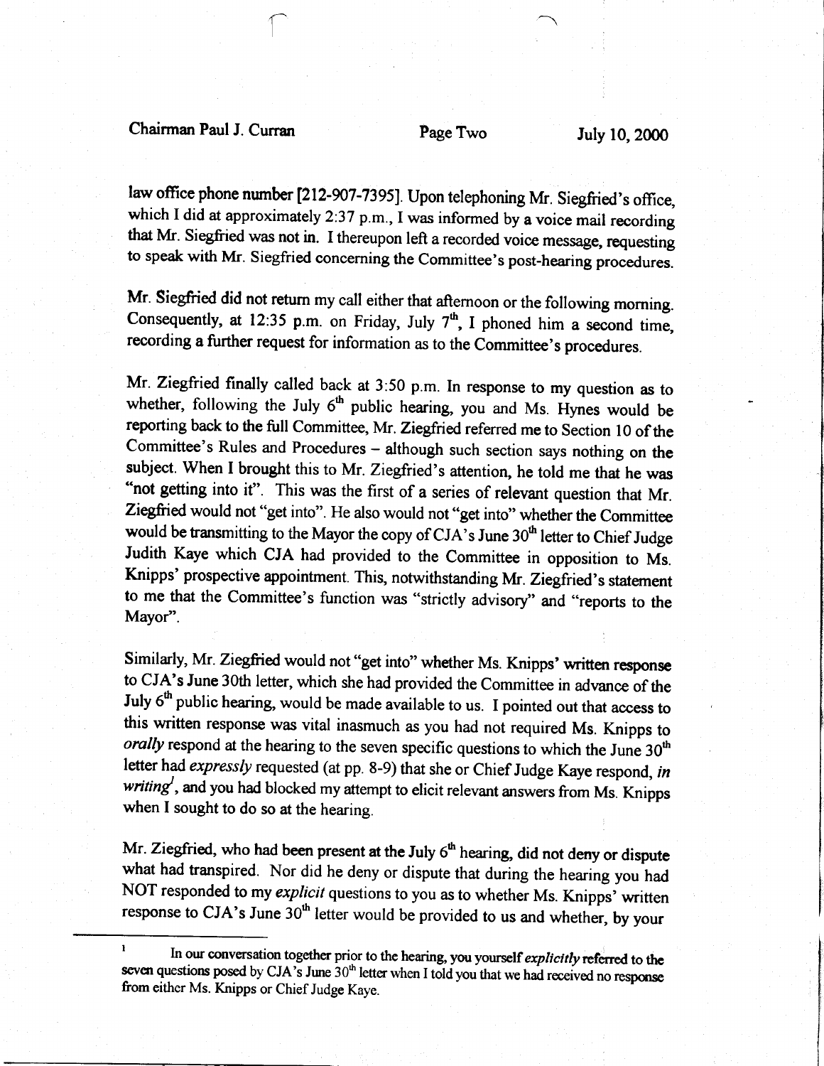law office phone number [212-907-7395]. Upon telephoning Mr. Siegfried's office, which I did at approximately 2:37 p.m., I was informed by a voice mail recording that Mr. Siegfried was not in. I thereupon left a recorded voice message, requesting to speak with Mr. Siegfried concerning the Committee's post-hearing procedures.

Mr. Siegfried did not return my call either that afternoon or the following morning. Consequently, at 12:35 p.m. on Friday, July 7th, I phoned him a second time, recording a further request for information as to the Committee's procedures.

Mr. Ziegfried finally called back at 3:50 p.m. In response to my question as to whether, following the July 6th public hearing, you and Ms. Hynes would be reporting back to the full Committee, Mr. Ziegfried referred me to Section 10 of the Committee's Rules and Procedures – although such section says nothing on the subject. When I brought this to Mr. Ziegfried's attention, he told me that he was "not getting into it". This was the first of a series of relevant question that Mr. Ziegfried would not "get into". He also would not "get into" whether the Committee would be transmitting to the Mayor the copy of CJA's June 30th letter to Chief Judge Judith Kaye which CJA had provided to the Committee in opposition to Ms. Knipps' prospective appointment. This, notwithstanding Mr. Ziegfried's statement to me that the Committee's function was "strictly advisory" and "reports to the Mayor".

Similarly, Mr. Ziegfried would not "get into" whether Ms. Knipps' written response to CJA's June 30th letter, which she had provided the Committee in advance of the July 6th public hearing, would be made available to us. I pointed out that access to this written response was vital inasmuch as you had not required Ms. Knipps to *orally* respond at the hearing to the seven specific questions to which the June 30th letter had *expressly* requested (at pp. 8-9) that she or Chief Judge Kaye respond, *in writing*[1], and you had blocked my attempt to elicit relevant answers from Ms. Knipps when I sought to do so at the hearing.

Mr. Ziegfried, who had been present at the July 6th hearing, did not deny or dispute what had transpired. Nor did he deny or dispute that during the hearing you had NOT responded to my *explicit* questions to you as to whether Ms. Knipps' written response to CJA's June 30th letter would be provided to us and whether, by your

---

[1] In our conversation together prior to the hearing, you yourself *explicitly* referred to the seven questions posed by CJA's June 30th letter when I told you that we had received no response from either Ms. Knipps or Chief Judge Kaye.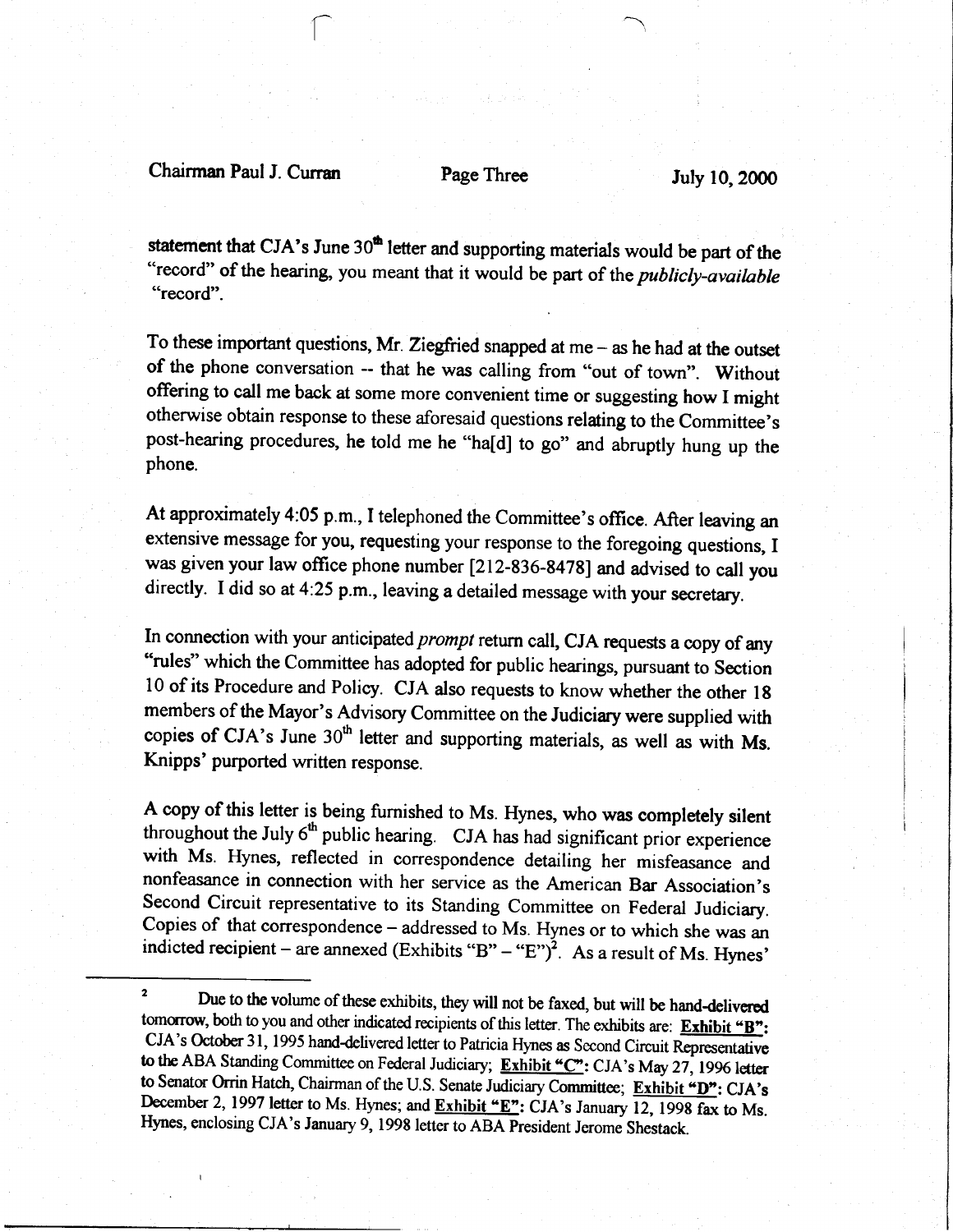statement that CJA's June 30th letter and supporting materials would be part of the "record" of the hearing, you meant that it would be part of the *publicly-available* "record".

To these important questions, Mr. Ziegfried snapped at me – as he had at the outset of the phone conversation -- that he was calling from "out of town". Without offering to call me back at some more convenient time or suggesting how I might otherwise obtain response to these aforesaid questions relating to the Committee's post-hearing procedures, he told me he "ha[d] to go" and abruptly hung up the phone.

At approximately 4:05 p.m., I telephoned the Committee's office. After leaving an extensive message for you, requesting your response to the foregoing questions, I was given your law office phone number [212-836-8478] and advised to call you directly. I did so at 4:25 p.m., leaving a detailed message with your secretary.

In connection with your anticipated *prompt* return call, CJA requests a copy of any "rules" which the Committee has adopted for public hearings, pursuant to Section 10 of its Procedure and Policy. CJA also requests to know whether the other 18 members of the Mayor's Advisory Committee on the Judiciary were supplied with copies of CJA's June 30th letter and supporting materials, as well as with Ms. Knipps' purported written response.

A copy of this letter is being furnished to Ms. Hynes, who was completely silent throughout the July 6th public hearing. CJA has had significant prior experience with Ms. Hynes, reflected in correspondence detailing her misfeasance and nonfeasance in connection with her service as the American Bar Association's Second Circuit representative to its Standing Committee on Federal Judiciary. Copies of that correspondence – addressed to Ms. Hynes or to which she was an indicted recipient – are annexed (Exhibits "B" – "E")[2]. As a result of Ms. Hynes'

---

[2] Due to the volume of these exhibits, they will not be faxed, but will be hand-delivered tomorrow, both to you and other indicated recipients of this letter. The exhibits are: **Exhibit "B"**: CJA's October 31, 1995 hand-delivered letter to Patricia Hynes as Second Circuit Representative to the ABA Standing Committee on Federal Judiciary; **Exhibit "C"**: CJA's May 27, 1996 letter to Senator Orrin Hatch, Chairman of the U.S. Senate Judiciary Committee; **Exhibit "D"**: CJA's December 2, 1997 letter to Ms. Hynes; and **Exhibit "E"**: CJA's January 12, 1998 fax to Ms. Hynes, enclosing CJA's January 9, 1998 letter to ABA President Jerome Shestack.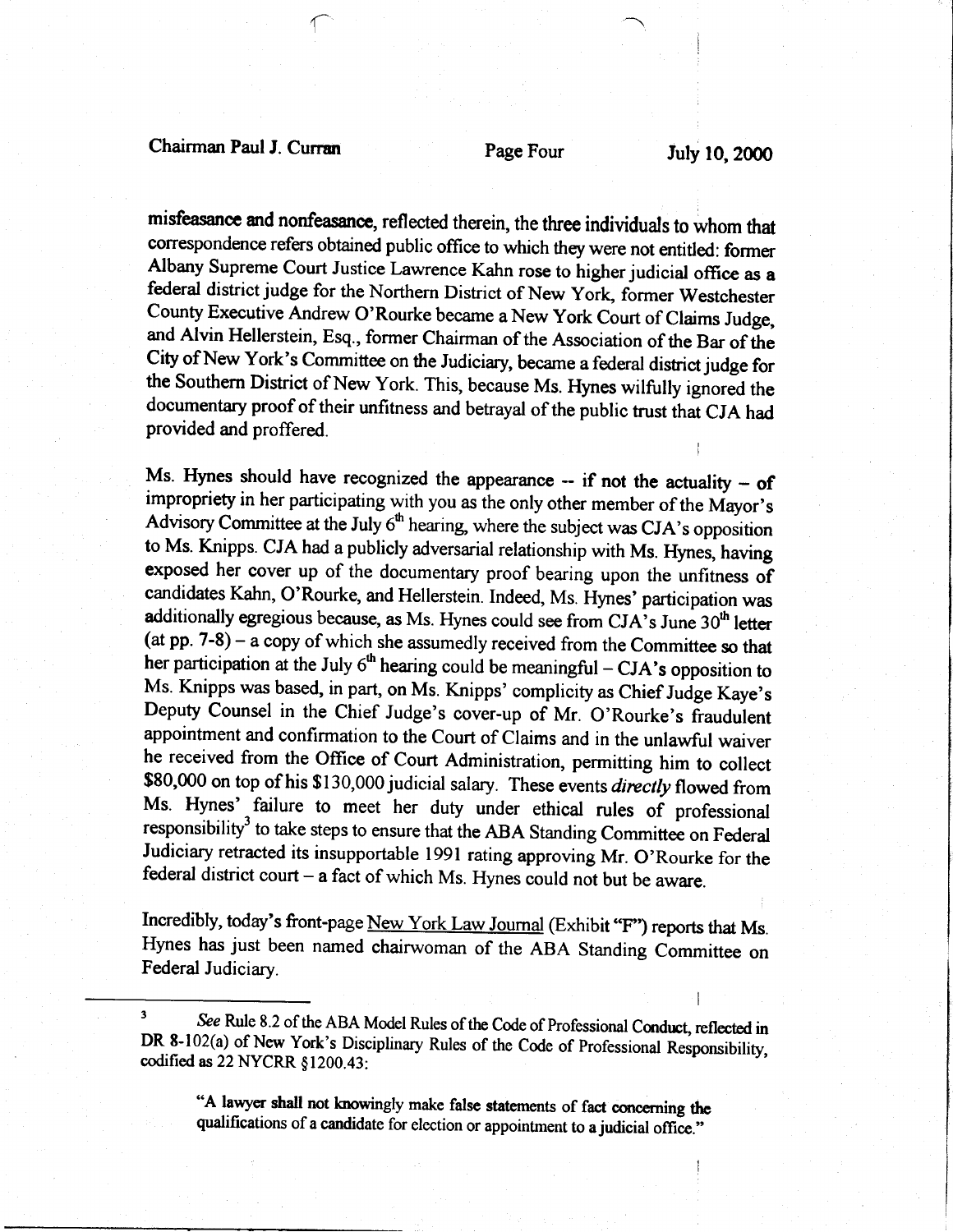misfeasance and nonfeasance, reflected therein, the three individuals to whom that correspondence refers obtained public office to which they were not entitled: former Albany Supreme Court Justice Lawrence Kahn rose to higher judicial office as a federal district judge for the Northern District of New York, former Westchester County Executive Andrew O'Rourke became a New York Court of Claims Judge, and Alvin Hellerstein, Esq., former Chairman of the Association of the Bar of the City of New York's Committee on the Judiciary, became a federal district judge for the Southern District of New York. This, because Ms. Hynes wilfully ignored the documentary proof of their unfitness and betrayal of the public trust that CJA had provided and proffered.

Ms. Hynes should have recognized the appearance -- if not the actuality -- of impropriety in her participating with you as the only other member of the Mayor's Advisory Committee at the July 6th hearing, where the subject was CJA's opposition to Ms. Knipps. CJA had a publicly adversarial relationship with Ms. Hynes, having exposed her cover up of the documentary proof bearing upon the unfitness of candidates Kahn, O'Rourke, and Hellerstein. Indeed, Ms. Hynes' participation was additionally egregious because, as Ms. Hynes could see from CJA's June 30th letter (at pp. 7-8) – a copy of which she assumedly received from the Committee so that her participation at the July 6th hearing could be meaningful – CJA's opposition to Ms. Knipps was based, in part, on Ms. Knipps' complicity as Chief Judge Kaye's Deputy Counsel in the Chief Judge's cover-up of Mr. O'Rourke's fraudulent appointment and confirmation to the Court of Claims and in the unlawful waiver he received from the Office of Court Administration, permitting him to collect $80,000 on top of his $130,000 judicial salary. These events *directly* flowed from Ms. Hynes' failure to meet her duty under ethical rules of professional responsibility[3] to take steps to ensure that the ABA Standing Committee on Federal Judiciary retracted its insupportable 1991 rating approving Mr. O'Rourke for the federal district court – a fact of which Ms. Hynes could not but be aware.

Incredibly, today's front-page New York Law Journal (Exhibit "F") reports that Ms. Hynes has just been named chairwoman of the ABA Standing Committee on Federal Judiciary.

---

[3] *See* Rule 8.2 of the ABA Model Rules of the Code of Professional Conduct, reflected in DR 8-102(a) of New York's Disciplinary Rules of the Code of Professional Responsibility, codified as 22 NYCRR §1200.43:

> "A lawyer shall not knowingly make false statements of fact concerning the qualifications of a candidate for election or appointment to a judicial office."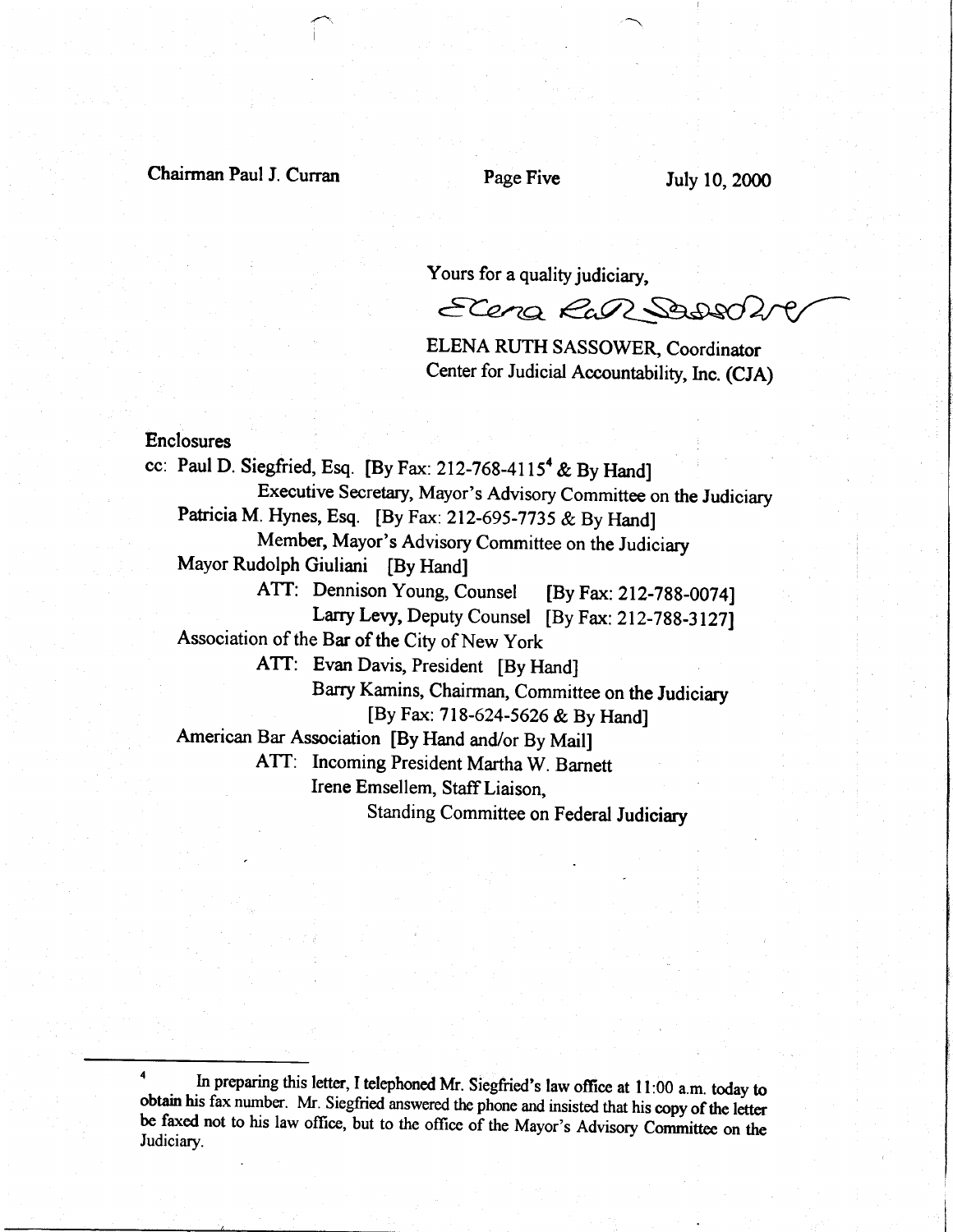Yours for a quality judiciary,

ELENA RUTH SASSOWER, Coordinator
Center for Judicial Accountability, Inc. (CJA)

Enclosures

cc: Paul D. Siegfried, Esq. [By Fax: 212-768-4115[4] & By Hand]
Executive Secretary, Mayor's Advisory Committee on the Judiciary
Patricia M. Hynes, Esq. [By Fax: 212-695-7735 & By Hand]
Member, Mayor's Advisory Committee on the Judiciary
Mayor Rudolph Giuliani [By Hand]
ATT: Dennison Young, Counsel [By Fax: 212-788-0074]
Larry Levy, Deputy Counsel [By Fax: 212-788-3127]
Association of the Bar of the City of New York
ATT: Evan Davis, President [By Hand]
Barry Kamins, Chairman, Committee on the Judiciary
[By Fax: 718-624-5626 & By Hand]
American Bar Association [By Hand and/or By Mail]
ATT: Incoming President Martha W. Barnett
Irene Emsellem, Staff Liaison,
Standing Committee on Federal Judiciary

---

[4] In preparing this letter, I telephoned Mr. Siegfried's law office at 11:00 a.m. today to obtain his fax number. Mr. Siegfried answered the phone and insisted that his copy of the letter be faxed not to his law office, but to the office of the Mayor's Advisory Committee on the Judiciary.